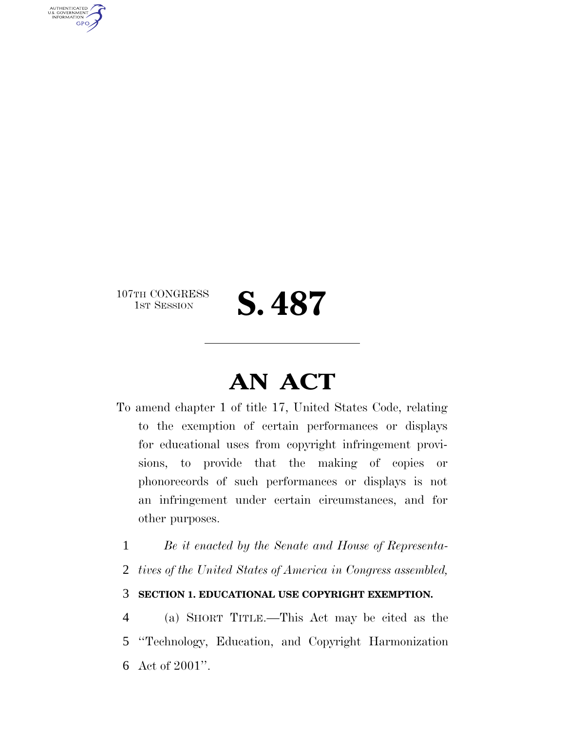107TH CONGRESS
1ST SESSION

# S. 487

---

# AN ACT

To amend chapter 1 of title 17, United States Code, relating to the exemption of certain performances or displays for educational uses from copyright infringement provisions, to provide that the making of copies or phonorecords of such performances or displays is not an infringement under certain circumstances, and for other purposes.

1 *Be it enacted by the Senate and House of Representa-*
2 *tives of the United States of America in Congress assembled,*

3 **SECTION 1. EDUCATIONAL USE COPYRIGHT EXEMPTION.**

4 (a) SHORT TITLE.—This Act may be cited as the
5 "Technology, Education, and Copyright Harmonization
6 Act of 2001".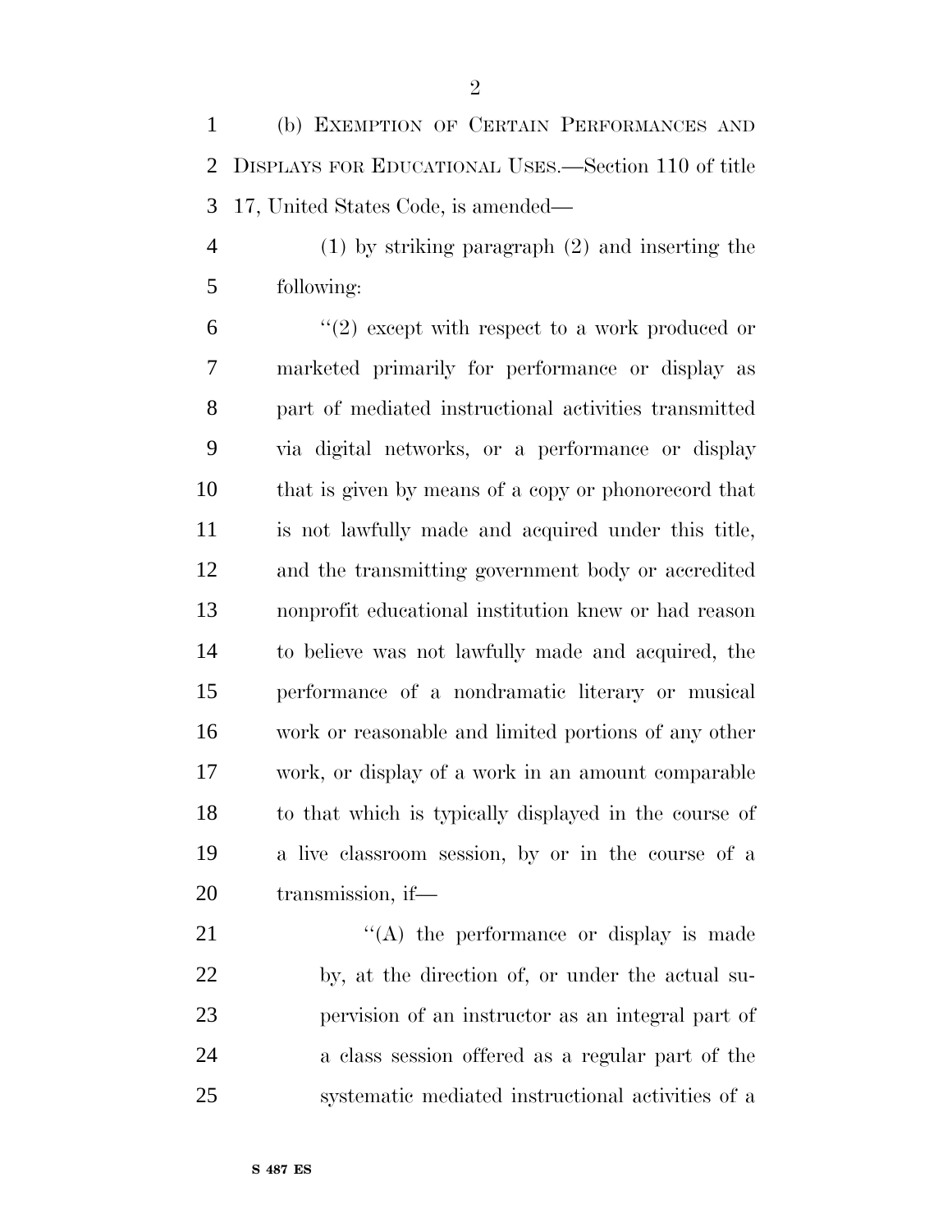(b) EXEMPTION OF CERTAIN PERFORMANCES AND DISPLAYS FOR EDUCATIONAL USES.—Section 110 of title 17, United States Code, is amended—

(1) by striking paragraph (2) and inserting the following:

''(2) except with respect to a work produced or marketed primarily for performance or display as part of mediated instructional activities transmitted via digital networks, or a performance or display that is given by means of a copy or phonorecord that is not lawfully made and acquired under this title, and the transmitting government body or accredited nonprofit educational institution knew or had reason to believe was not lawfully made and acquired, the performance of a nondramatic literary or musical work or reasonable and limited portions of any other work, or display of a work in an amount comparable to that which is typically displayed in the course of a live classroom session, by or in the course of a transmission, if—

''(A) the performance or display is made by, at the direction of, or under the actual supervision of an instructor as an integral part of a class session offered as a regular part of the systematic mediated instructional activities of a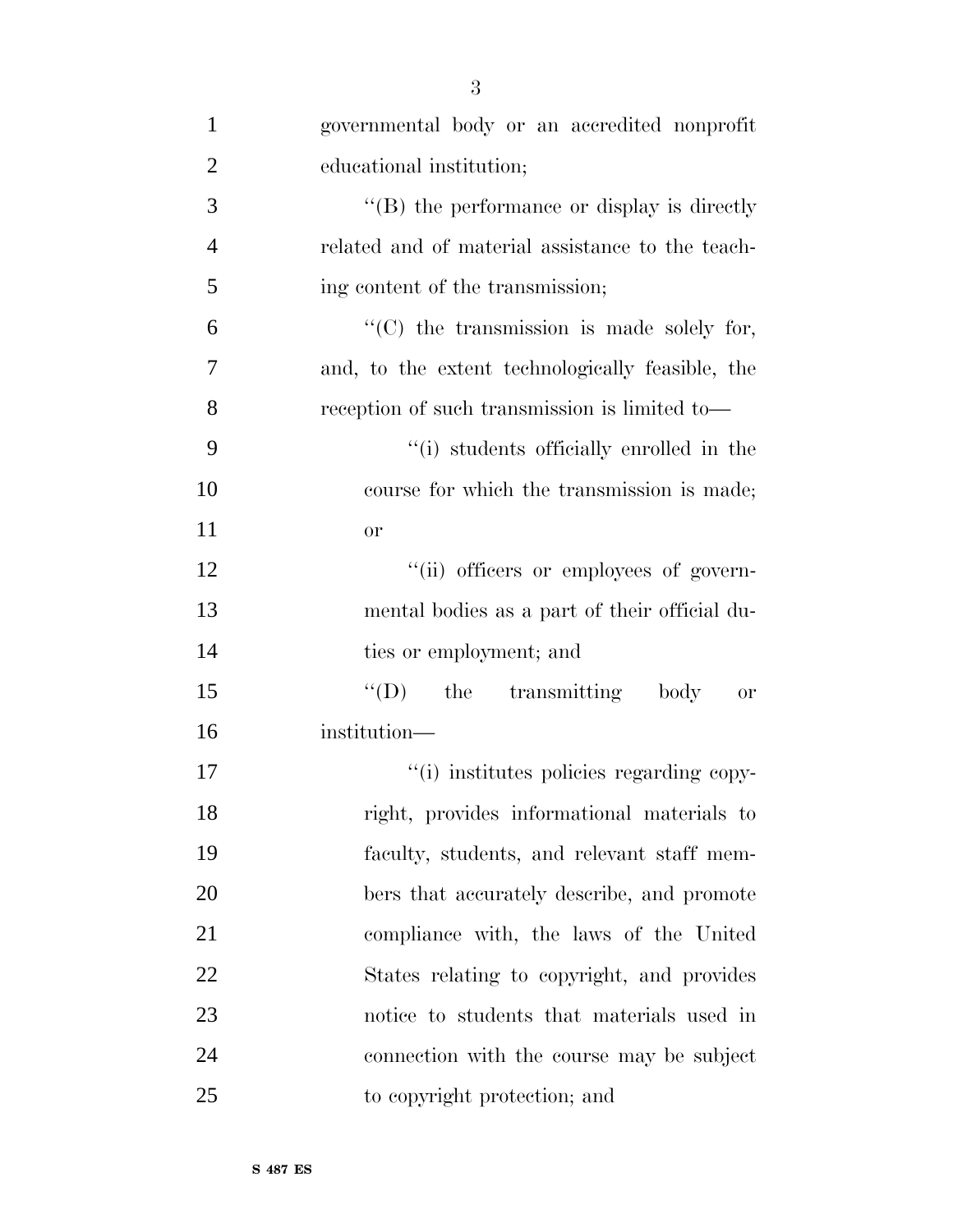governmental body or an accredited nonprofit educational institution;

''(B) the performance or display is directly related and of material assistance to the teaching content of the transmission;

''(C) the transmission is made solely for, and, to the extent technologically feasible, the reception of such transmission is limited to—

''(i) students officially enrolled in the course for which the transmission is made; or

''(ii) officers or employees of governmental bodies as a part of their official duties or employment; and

''(D) the transmitting body or institution—

''(i) institutes policies regarding copyright, provides informational materials to faculty, students, and relevant staff members that accurately describe, and promote compliance with, the laws of the United States relating to copyright, and provides notice to students that materials used in connection with the course may be subject to copyright protection; and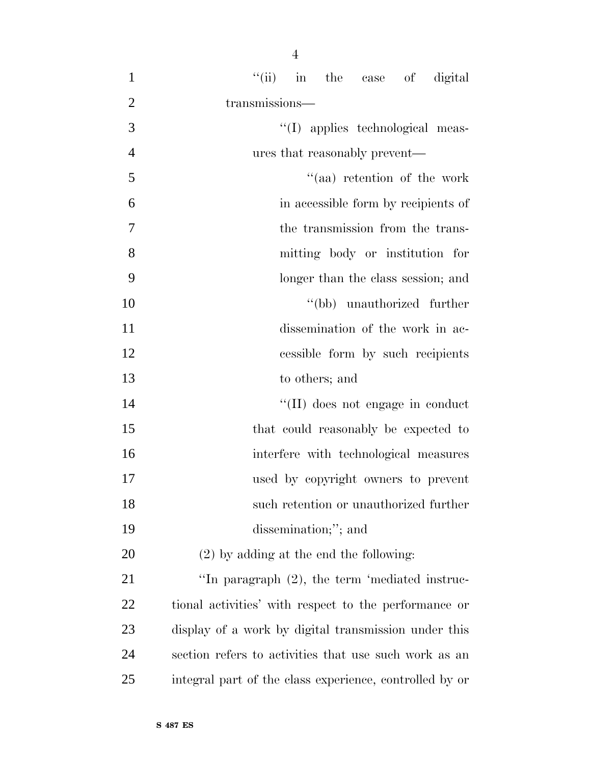''(ii) in the case of digital transmissions—

''(I) applies technological measures that reasonably prevent—

''(aa) retention of the work in accessible form by recipients of the transmission from the transmitting body or institution for longer than the class session; and

''(bb) unauthorized further dissemination of the work in accessible form by such recipients to others; and

''(II) does not engage in conduct that could reasonably be expected to interfere with technological measures used by copyright owners to prevent such retention or unauthorized further dissemination;''; and

(2) by adding at the end the following:

''In paragraph (2), the term 'mediated instructional activities' with respect to the performance or display of a work by digital transmission under this section refers to activities that use such work as an integral part of the class experience, controlled by or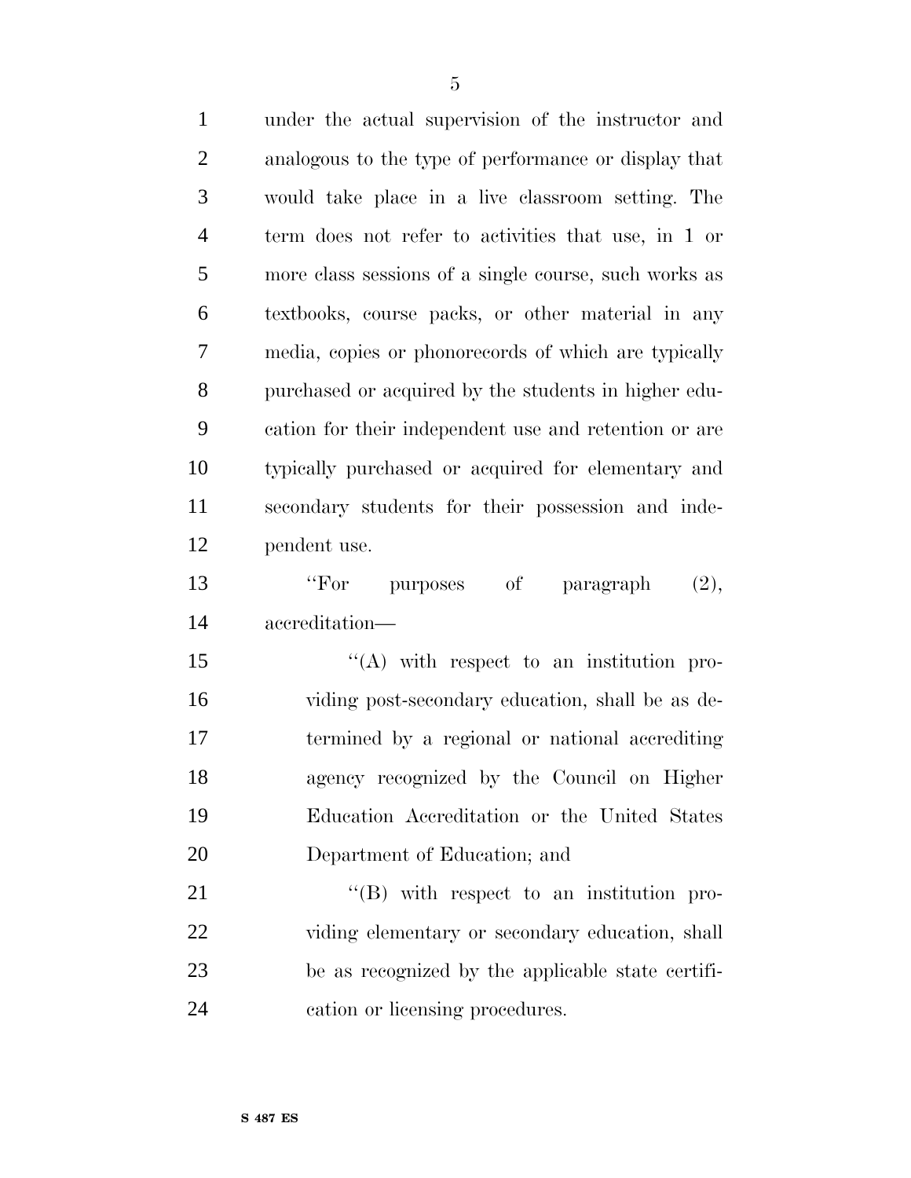under the actual supervision of the instructor and analogous to the type of performance or display that would take place in a live classroom setting. The term does not refer to activities that use, in 1 or more class sessions of a single course, such works as textbooks, course packs, or other material in any media, copies or phonorecords of which are typically purchased or acquired by the students in higher education for their independent use and retention or are typically purchased or acquired for elementary and secondary students for their possession and independent use.

''For purposes of paragraph (2), accreditation—

''(A) with respect to an institution providing post-secondary education, shall be as determined by a regional or national accrediting agency recognized by the Council on Higher Education Accreditation or the United States Department of Education; and

''(B) with respect to an institution providing elementary or secondary education, shall be as recognized by the applicable state certification or licensing procedures.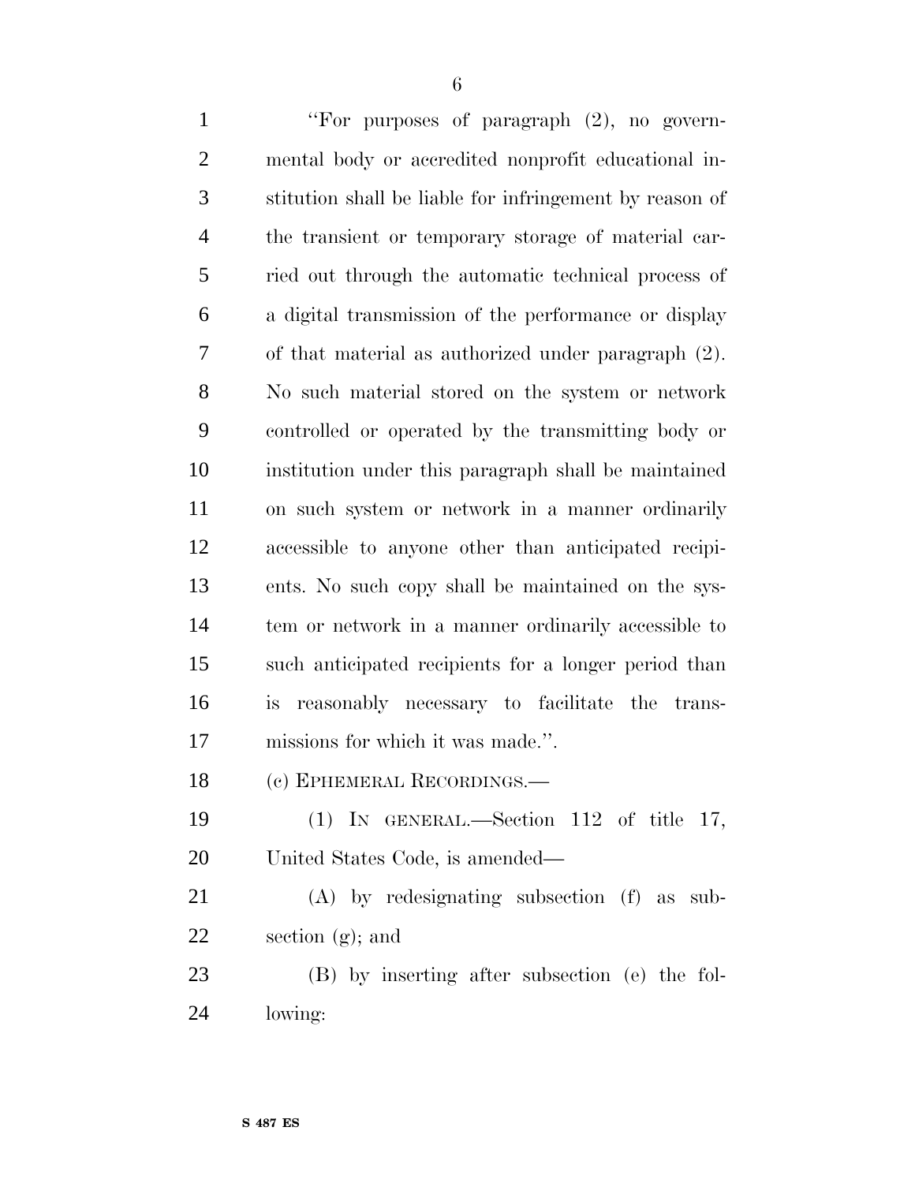"For purposes of paragraph (2), no governmental body or accredited nonprofit educational institution shall be liable for infringement by reason of the transient or temporary storage of material carried out through the automatic technical process of a digital transmission of the performance or display of that material as authorized under paragraph (2). No such material stored on the system or network controlled or operated by the transmitting body or institution under this paragraph shall be maintained on such system or network in a manner ordinarily accessible to anyone other than anticipated recipients. No such copy shall be maintained on the system or network in a manner ordinarily accessible to such anticipated recipients for a longer period than is reasonably necessary to facilitate the transmissions for which it was made.".

(c) EPHEMERAL RECORDINGS.—

(1) IN GENERAL.—Section 112 of title 17, United States Code, is amended—

(A) by redesignating subsection (f) as subsection (g); and

(B) by inserting after subsection (e) the following: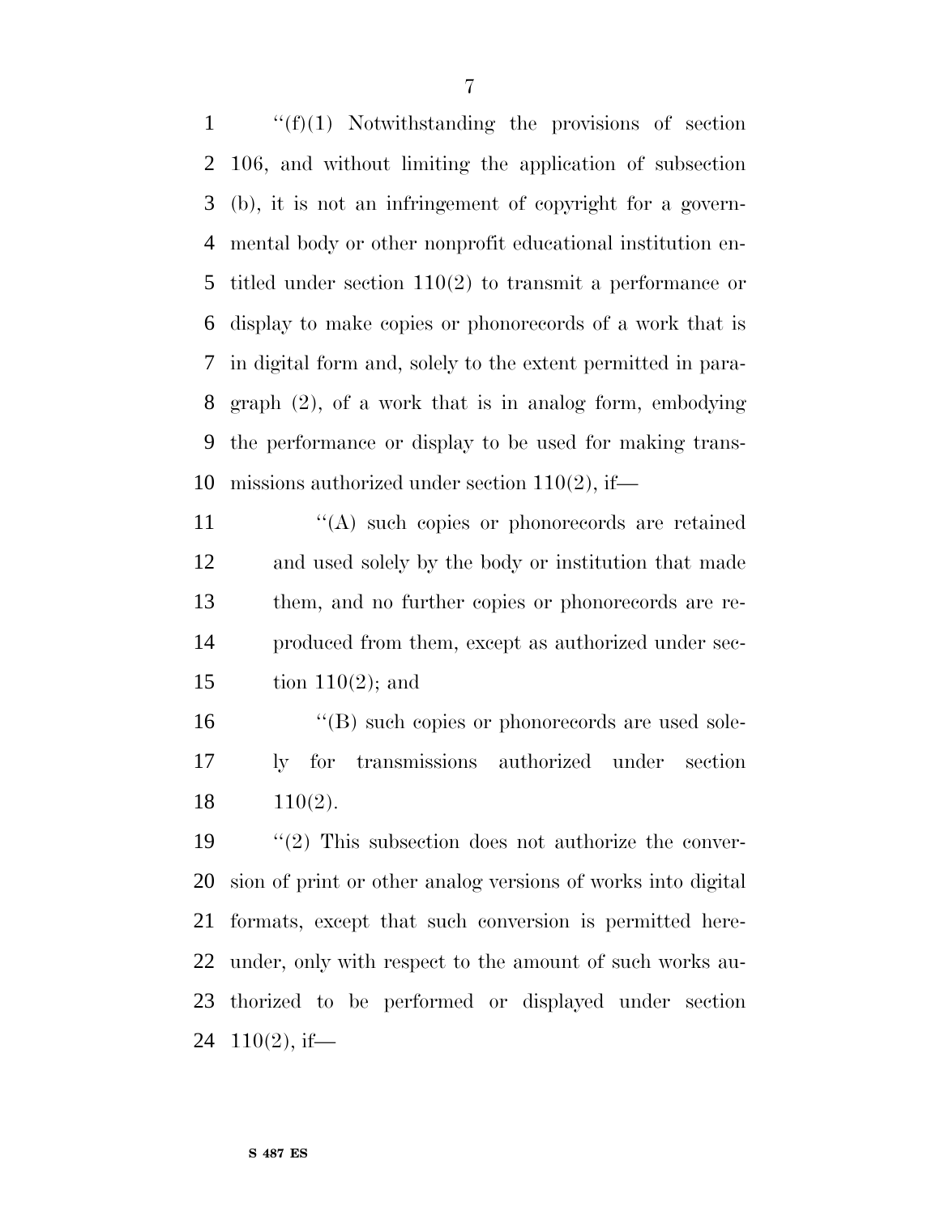''(f)(1) Notwithstanding the provisions of section 106, and without limiting the application of subsection (b), it is not an infringement of copyright for a governmental body or other nonprofit educational institution entitled under section 110(2) to transmit a performance or display to make copies or phonorecords of a work that is in digital form and, solely to the extent permitted in paragraph (2), of a work that is in analog form, embodying the performance or display to be used for making transmissions authorized under section 110(2), if—

''(A) such copies or phonorecords are retained and used solely by the body or institution that made them, and no further copies or phonorecords are reproduced from them, except as authorized under section 110(2); and

''(B) such copies or phonorecords are used solely for transmissions authorized under section 110(2).

''(2) This subsection does not authorize the conversion of print or other analog versions of works into digital formats, except that such conversion is permitted hereunder, only with respect to the amount of such works authorized to be performed or displayed under section 110(2), if—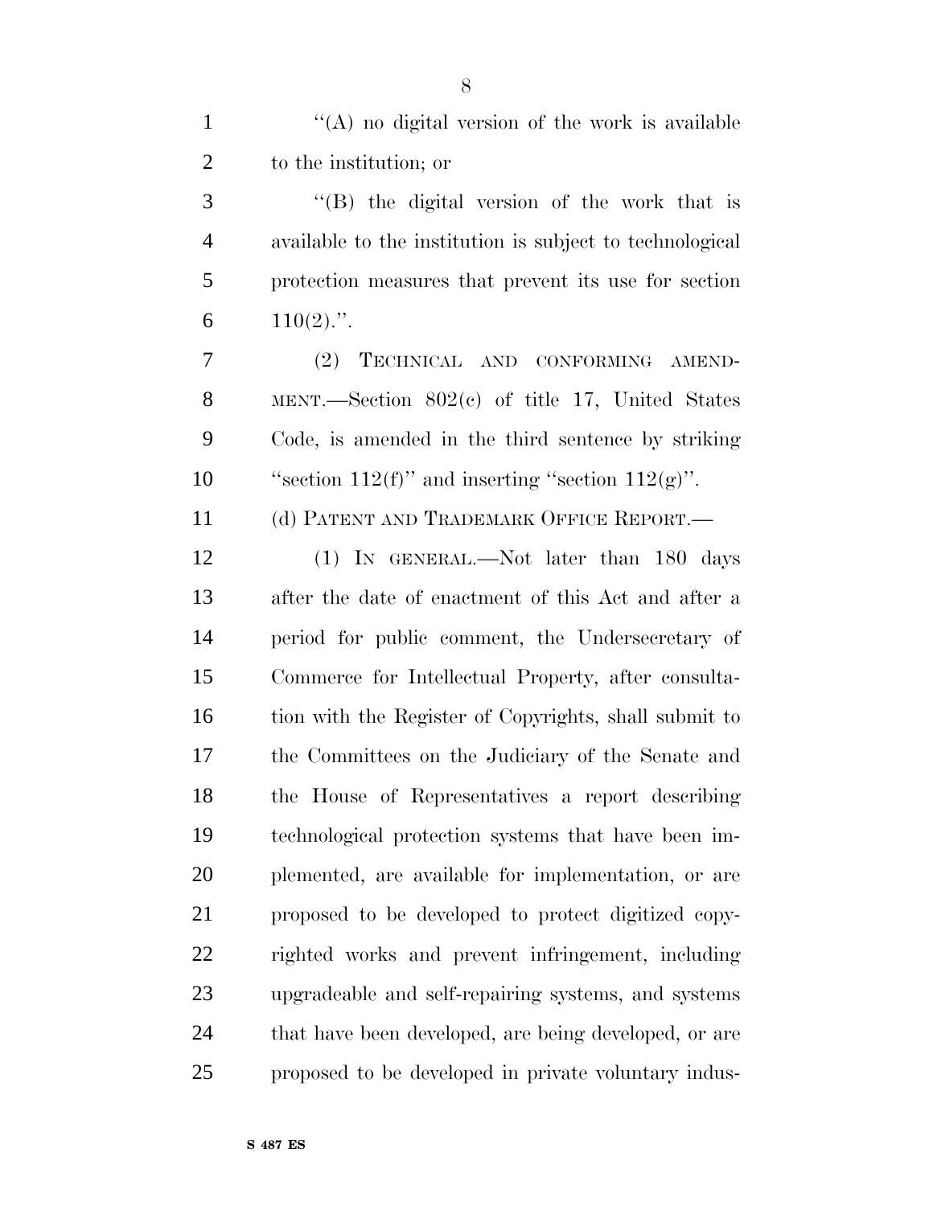''(A) no digital version of the work is available to the institution; or

''(B) the digital version of the work that is available to the institution is subject to technological protection measures that prevent its use for section 110(2).''.

(2) TECHNICAL AND CONFORMING AMENDMENT.—Section 802(c) of title 17, United States Code, is amended in the third sentence by striking ''section 112(f)'' and inserting ''section 112(g)''.

(d) PATENT AND TRADEMARK OFFICE REPORT.—

(1) IN GENERAL.—Not later than 180 days after the date of enactment of this Act and after a period for public comment, the Undersecretary of Commerce for Intellectual Property, after consultation with the Register of Copyrights, shall submit to the Committees on the Judiciary of the Senate and the House of Representatives a report describing technological protection systems that have been implemented, are available for implementation, or are proposed to be developed to protect digitized copyrighted works and prevent infringement, including upgradeable and self-repairing systems, and systems that have been developed, are being developed, or are proposed to be developed in private voluntary indus-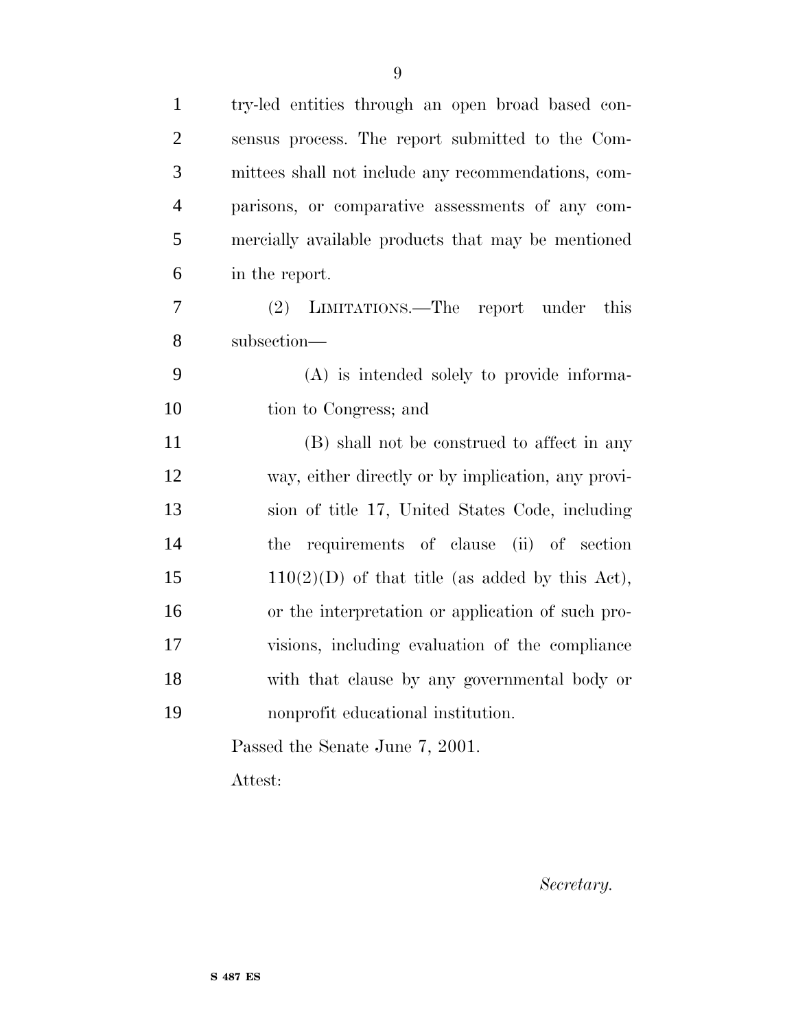try-led entities through an open broad based consensus process. The report submitted to the Committees shall not include any recommendations, comparisons, or comparative assessments of any commercially available products that may be mentioned in the report.

(2) LIMITATIONS.—The report under this subsection—

(A) is intended solely to provide information to Congress; and

(B) shall not be construed to affect in any way, either directly or by implication, any provision of title 17, United States Code, including the requirements of clause (ii) of section 110(2)(D) of that title (as added by this Act), or the interpretation or application of such provisions, including evaluation of the compliance with that clause by any governmental body or nonprofit educational institution.

Passed the Senate June 7, 2001.

Attest:

*Secretary.*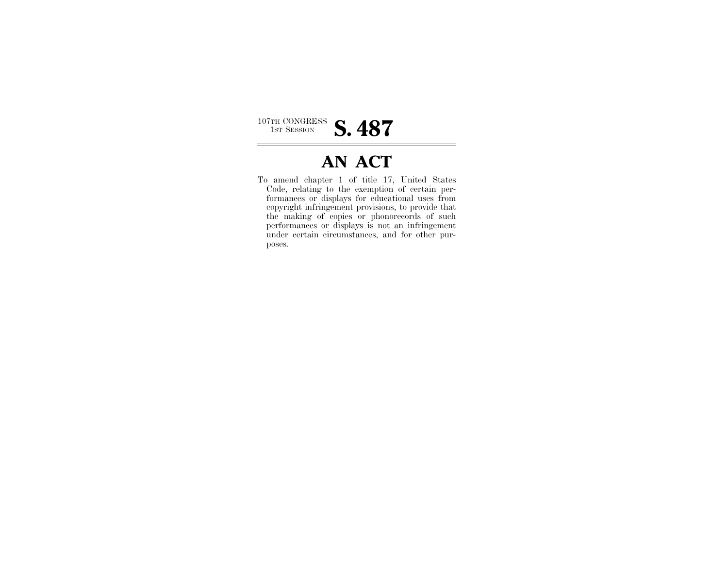107TH CONGRESS
1ST SESSION

# S. 487

# AN ACT

To amend chapter 1 of title 17, United States Code, relating to the exemption of certain performances or displays for educational uses from copyright infringement provisions, to provide that the making of copies or phonorecords of such performances or displays is not an infringement under certain circumstances, and for other purposes.